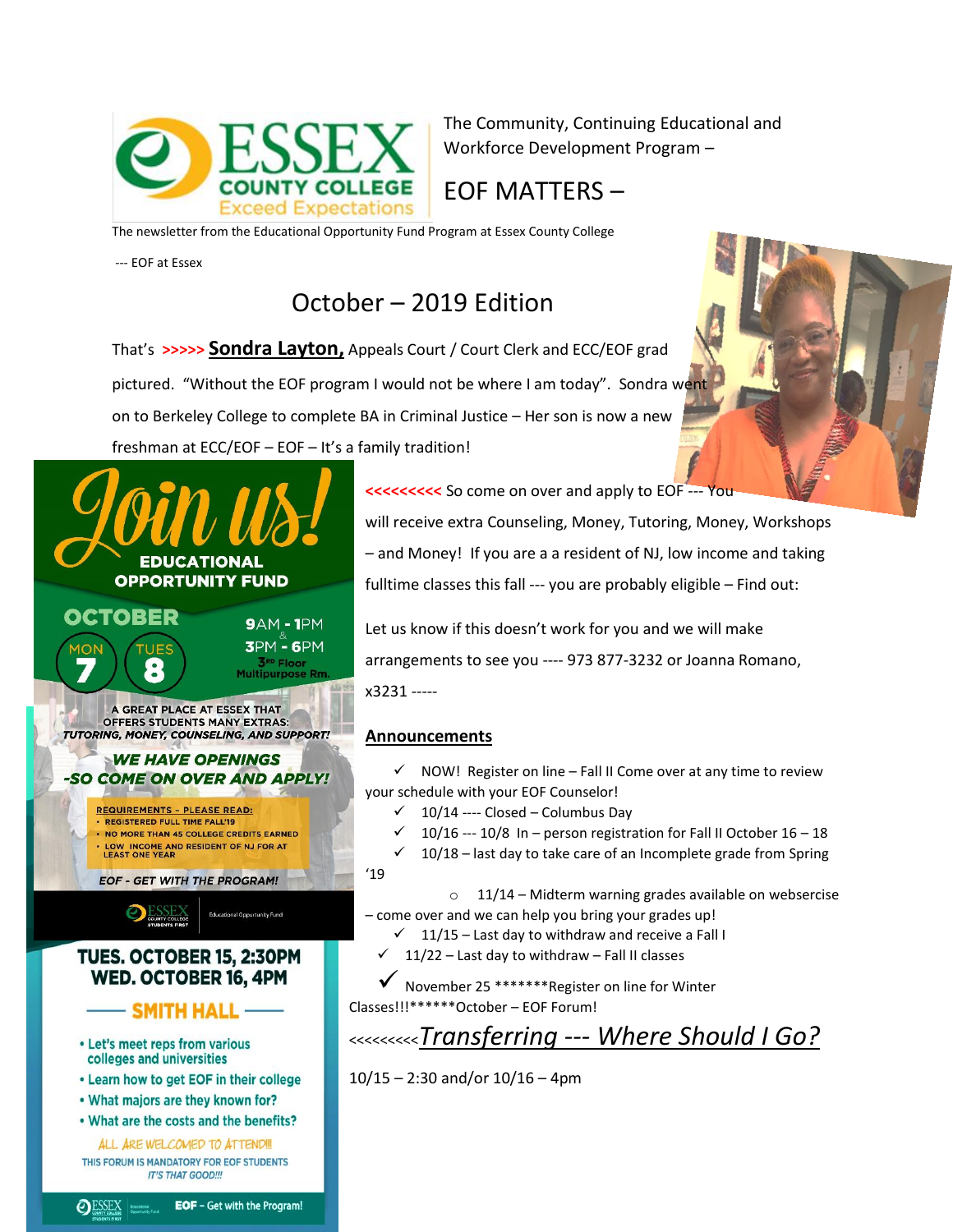The Community, Continuing Educational and Workforce Development Program –

# EOF MATTERS –

The newsletter from the Educational Opportunity Fund Program at Essex County College

--- EOF at Essex

## October – 2019 Edition

That's >>>>> **Sondra Layton,** Appeals Court / Court Clerk and ECC/EOF grad pictured. "Without the EOF program I would not be where I am today". Sondra went on to Berkeley College to complete BA in Criminal Justice – Her son is now a new freshman at ECC/EOF – EOF – It's a family tradition!

**Join us!**

**EDUCATIONAL OPPORTUNITY FUND**

**OCTOBER**

MON 7 TUES 8

9AM - 1PM & 3PM - 6PM

3RD Floor Multipurpose Rm.

A GREAT PLACE AT ESSEX THAT OFFERS STUDENTS MANY EXTRAS: *TUTORING, MONEY, COUNSELING, AND SUPPORT!*

***WE HAVE OPENINGS -SO COME ON OVER AND APPLY!***

REQUIREMENTS - PLEASE READ:
- REGISTERED FULL TIME FALL'19
- NO MORE THAN 45 COLLEGE CREDITS EARNED
- LOW INCOME AND RESIDENT OF NJ FOR AT LEAST ONE YEAR

*EOF - GET WITH THE PROGRAM!*

**TUES. OCTOBER 15, 2:30PM**
**WED. OCTOBER 16, 4PM**

**SMITH HALL**

- Let's meet reps from various colleges and universities
- Learn how to get EOF in their college
- What majors are they known for?
- What are the costs and the benefits?

ALL ARE WELCOMED TO ATTEND!!!

THIS FORUM IS MANDATORY FOR EOF STUDENTS *IT'S THAT GOOD!!!*

EOF – Get with the Program!

<<<<<<<<< So come on over and apply to EOF --- You will receive extra Counseling, Money, Tutoring, Money, Workshops – and Money! If you are a a resident of NJ, low income and taking fulltime classes this fall --- you are probably eligible – Find out:

Let us know if this doesn't work for you and we will make arrangements to see you ---- 973 877-3232 or Joanna Romano, x3231 -----

## Announcements

- ✓ NOW! Register on line – Fall II Come over at any time to review your schedule with your EOF Counselor!
- ✓ 10/14 ---- Closed – Columbus Day
- ✓ 10/16 --- 10/8 In – person registration for Fall II October 16 – 18
- ✓ 10/18 – last day to take care of an Incomplete grade from Spring '19
  - 11/14 – Midterm warning grades available on webservice – come over and we can help you bring your grades up!
- ✓ 11/15 – Last day to withdraw and receive a Fall I
- ✓ 11/22 – Last day to withdraw – Fall II classes
- ✓ November 25 *******Register on line for Winter Classes!!!******October – EOF Forum!

<<<<<<<<< *Transferring --- Where Should I Go?*

10/15 – 2:30 and/or 10/16 – 4pm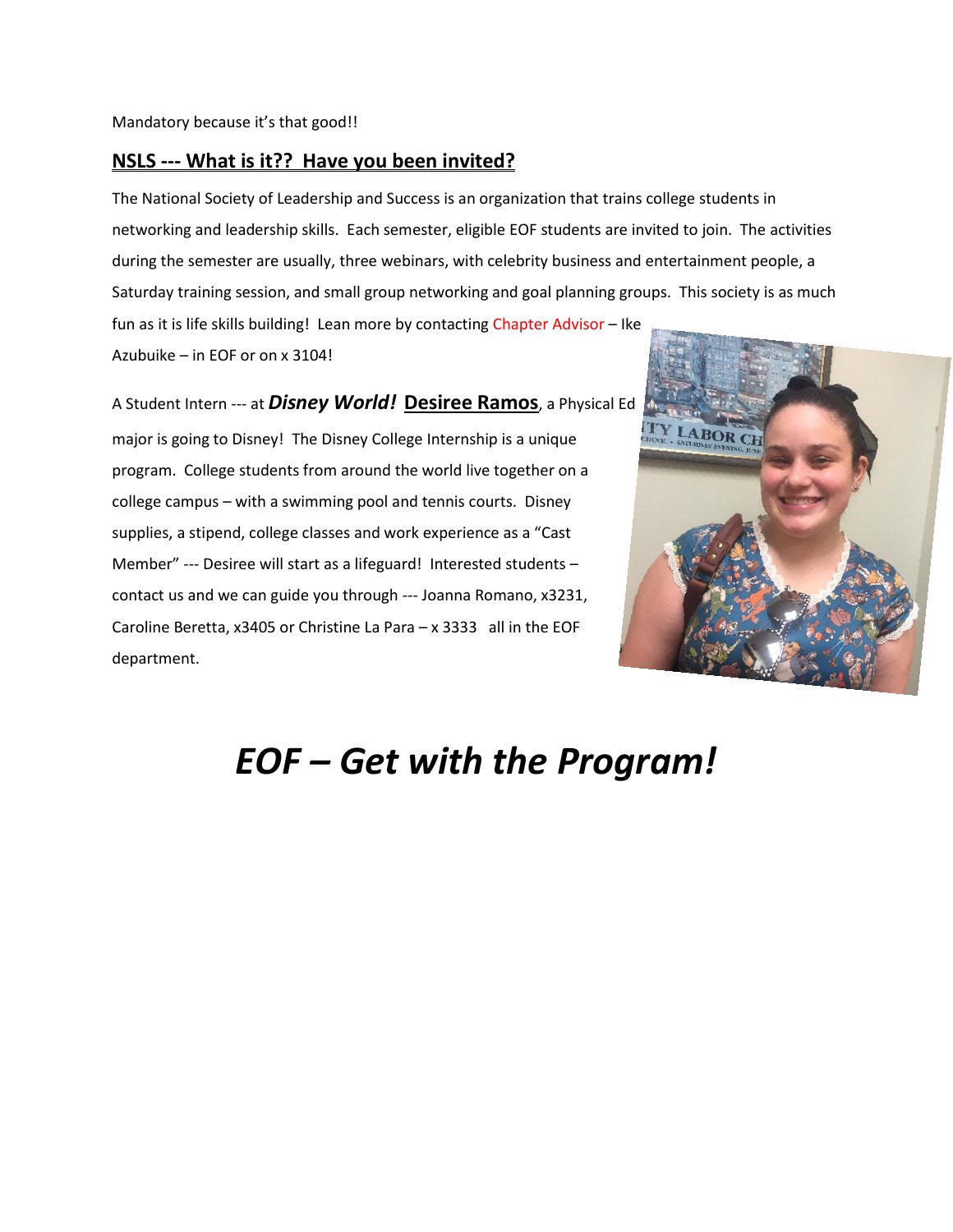Mandatory because it's that good!!

## **NSLS --- What is it?? Have you been invited?**

The National Society of Leadership and Success is an organization that trains college students in networking and leadership skills. Each semester, eligible EOF students are invited to join. The activities during the semester are usually, three webinars, with celebrity business and entertainment people, a Saturday training session, and small group networking and goal planning groups. This society is as much fun as it is life skills building! Lean more by contacting Chapter Advisor – Ike Azubuike – in EOF or on x 3104!

A Student Intern --- at ***Disney World!*** **Desiree Ramos**, a Physical Ed major is going to Disney! The Disney College Internship is a unique program. College students from around the world live together on a college campus – with a swimming pool and tennis courts. Disney supplies, a stipend, college classes and work experience as a "Cast Member" --- Desiree will start as a lifeguard! Interested students – contact us and we can guide you through --- Joanna Romano, x3231, Caroline Beretta, x3405 or Christine La Para – x 3333 all in the EOF department.

# ***EOF – Get with the Program!***